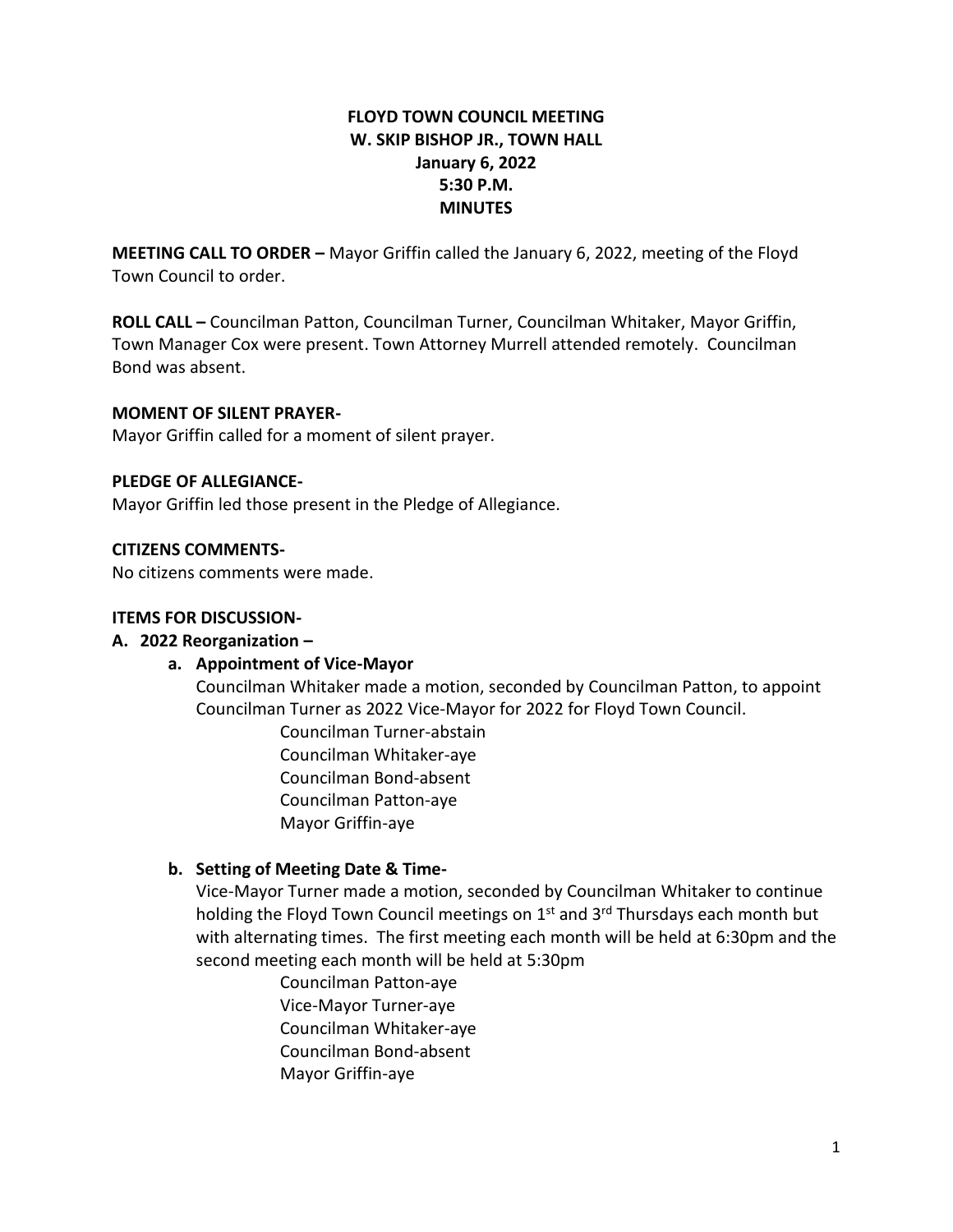# FLOYD TOWN COUNCIL MEETING
## W. SKIP BISHOP JR., TOWN HALL
## January 6, 2022
## 5:30 P.M.
## MINUTES

**MEETING CALL TO ORDER –** Mayor Griffin called the January 6, 2022, meeting of the Floyd Town Council to order.

**ROLL CALL –** Councilman Patton, Councilman Turner, Councilman Whitaker, Mayor Griffin, Town Manager Cox were present. Town Attorney Murrell attended remotely. Councilman Bond was absent.

**MOMENT OF SILENT PRAYER-**

Mayor Griffin called for a moment of silent prayer.

**PLEDGE OF ALLEGIANCE-**

Mayor Griffin led those present in the Pledge of Allegiance.

**CITIZENS COMMENTS-**

No citizens comments were made.

**ITEMS FOR DISCUSSION-**

**A. 2022 Reorganization –**

**a. Appointment of Vice-Mayor**

Councilman Whitaker made a motion, seconded by Councilman Patton, to appoint Councilman Turner as 2022 Vice-Mayor for 2022 for Floyd Town Council.

Councilman Turner-abstain
Councilman Whitaker-aye
Councilman Bond-absent
Councilman Patton-aye
Mayor Griffin-aye

**b. Setting of Meeting Date & Time-**

Vice-Mayor Turner made a motion, seconded by Councilman Whitaker to continue holding the Floyd Town Council meetings on 1st and 3rd Thursdays each month but with alternating times. The first meeting each month will be held at 6:30pm and the second meeting each month will be held at 5:30pm

Councilman Patton-aye
Vice-Mayor Turner-aye
Councilman Whitaker-aye
Councilman Bond-absent
Mayor Griffin-aye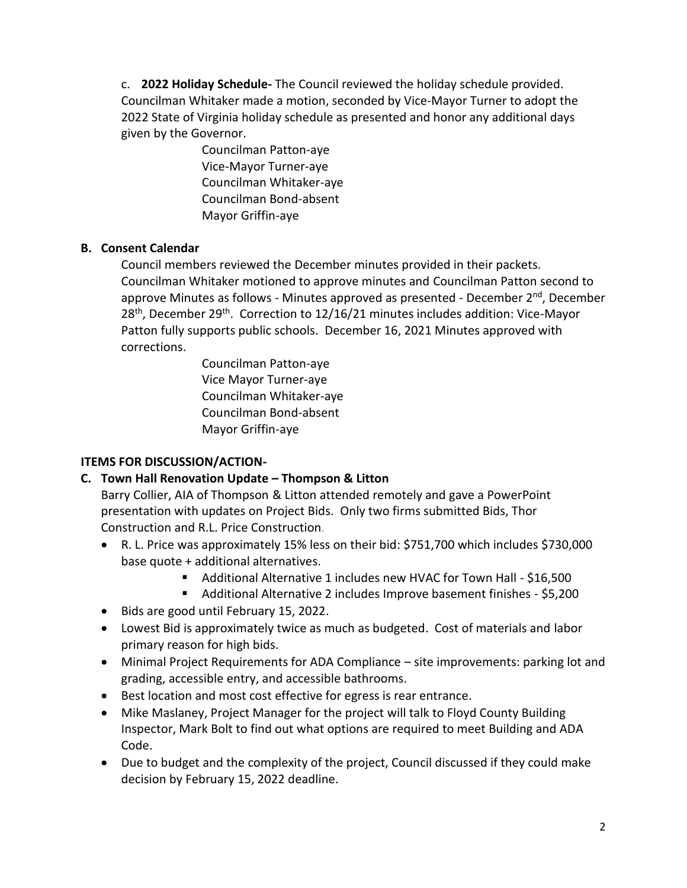c. **2022 Holiday Schedule-** The Council reviewed the holiday schedule provided. Councilman Whitaker made a motion, seconded by Vice-Mayor Turner to adopt the 2022 State of Virginia holiday schedule as presented and honor any additional days given by the Governor.

Councilman Patton-aye
Vice-Mayor Turner-aye
Councilman Whitaker-aye
Councilman Bond-absent
Mayor Griffin-aye

**B. Consent Calendar**

Council members reviewed the December minutes provided in their packets. Councilman Whitaker motioned to approve minutes and Councilman Patton second to approve Minutes as follows - Minutes approved as presented - December 2nd, December 28th, December 29th. Correction to 12/16/21 minutes includes addition: Vice-Mayor Patton fully supports public schools. December 16, 2021 Minutes approved with corrections.

Councilman Patton-aye
Vice Mayor Turner-aye
Councilman Whitaker-aye
Councilman Bond-absent
Mayor Griffin-aye

**ITEMS FOR DISCUSSION/ACTION-**

**C. Town Hall Renovation Update – Thompson & Litton**

Barry Collier, AIA of Thompson & Litton attended remotely and gave a PowerPoint presentation with updates on Project Bids. Only two firms submitted Bids, Thor Construction and R.L. Price Construction.

- R. L. Price was approximately 15% less on their bid: $751,700 which includes $730,000 base quote + additional alternatives.
  - Additional Alternative 1 includes new HVAC for Town Hall - $16,500
  - Additional Alternative 2 includes Improve basement finishes - $5,200
- Bids are good until February 15, 2022.
- Lowest Bid is approximately twice as much as budgeted. Cost of materials and labor primary reason for high bids.
- Minimal Project Requirements for ADA Compliance – site improvements: parking lot and grading, accessible entry, and accessible bathrooms.
- Best location and most cost effective for egress is rear entrance.
- Mike Maslaney, Project Manager for the project will talk to Floyd County Building Inspector, Mark Bolt to find out what options are required to meet Building and ADA Code.
- Due to budget and the complexity of the project, Council discussed if they could make decision by February 15, 2022 deadline.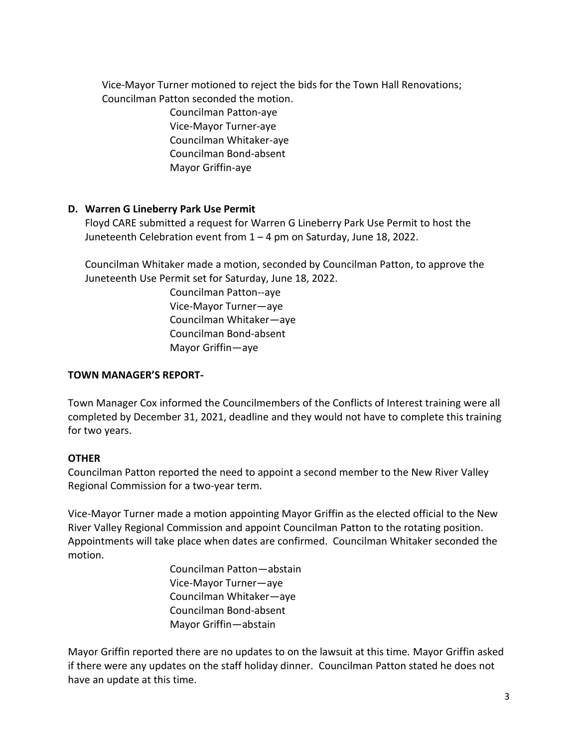Vice-Mayor Turner motioned to reject the bids for the Town Hall Renovations; Councilman Patton seconded the motion.

Councilman Patton-aye
Vice-Mayor Turner-aye
Councilman Whitaker-aye
Councilman Bond-absent
Mayor Griffin-aye

**D. Warren G Lineberry Park Use Permit**

Floyd CARE submitted a request for Warren G Lineberry Park Use Permit to host the Juneteenth Celebration event from 1 – 4 pm on Saturday, June 18, 2022.

Councilman Whitaker made a motion, seconded by Councilman Patton, to approve the Juneteenth Use Permit set for Saturday, June 18, 2022.

Councilman Patton--aye
Vice-Mayor Turner—aye
Councilman Whitaker—aye
Councilman Bond-absent
Mayor Griffin—aye

**TOWN MANAGER'S REPORT-**

Town Manager Cox informed the Councilmembers of the Conflicts of Interest training were all completed by December 31, 2021, deadline and they would not have to complete this training for two years.

**OTHER**

Councilman Patton reported the need to appoint a second member to the New River Valley Regional Commission for a two-year term.

Vice-Mayor Turner made a motion appointing Mayor Griffin as the elected official to the New River Valley Regional Commission and appoint Councilman Patton to the rotating position. Appointments will take place when dates are confirmed. Councilman Whitaker seconded the motion.

Councilman Patton—abstain
Vice-Mayor Turner—aye
Councilman Whitaker—aye
Councilman Bond-absent
Mayor Griffin—abstain

Mayor Griffin reported there are no updates to on the lawsuit at this time. Mayor Griffin asked if there were any updates on the staff holiday dinner. Councilman Patton stated he does not have an update at this time.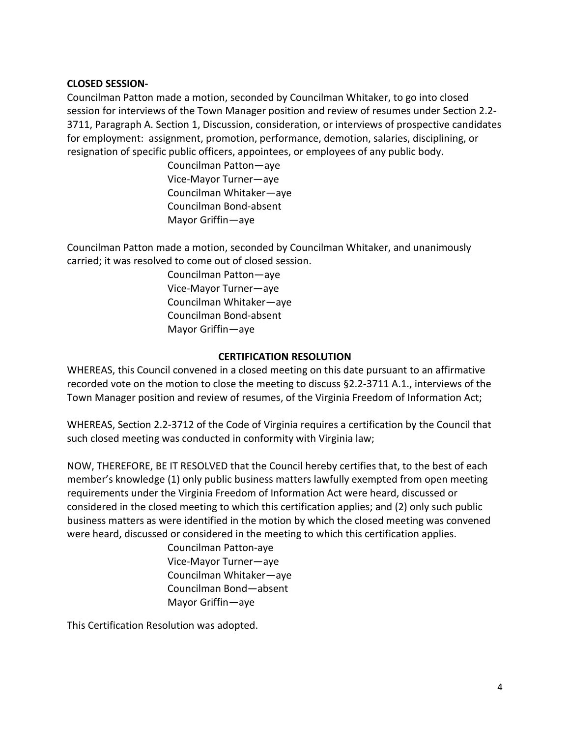**CLOSED SESSION-**

Councilman Patton made a motion, seconded by Councilman Whitaker, to go into closed session for interviews of the Town Manager position and review of resumes under Section 2.2-3711, Paragraph A. Section 1, Discussion, consideration, or interviews of prospective candidates for employment: assignment, promotion, performance, demotion, salaries, disciplining, or resignation of specific public officers, appointees, or employees of any public body.

Councilman Patton—aye
Vice-Mayor Turner—aye
Councilman Whitaker—aye
Councilman Bond-absent
Mayor Griffin—aye

Councilman Patton made a motion, seconded by Councilman Whitaker, and unanimously carried; it was resolved to come out of closed session.

Councilman Patton—aye
Vice-Mayor Turner—aye
Councilman Whitaker—aye
Councilman Bond-absent
Mayor Griffin—aye

**CERTIFICATION RESOLUTION**

WHEREAS, this Council convened in a closed meeting on this date pursuant to an affirmative recorded vote on the motion to close the meeting to discuss §2.2-3711 A.1., interviews of the Town Manager position and review of resumes, of the Virginia Freedom of Information Act;

WHEREAS, Section 2.2-3712 of the Code of Virginia requires a certification by the Council that such closed meeting was conducted in conformity with Virginia law;

NOW, THEREFORE, BE IT RESOLVED that the Council hereby certifies that, to the best of each member's knowledge (1) only public business matters lawfully exempted from open meeting requirements under the Virginia Freedom of Information Act were heard, discussed or considered in the closed meeting to which this certification applies; and (2) only such public business matters as were identified in the motion by which the closed meeting was convened were heard, discussed or considered in the meeting to which this certification applies.

Councilman Patton-aye
Vice-Mayor Turner—aye
Councilman Whitaker—aye
Councilman Bond—absent
Mayor Griffin—aye

This Certification Resolution was adopted.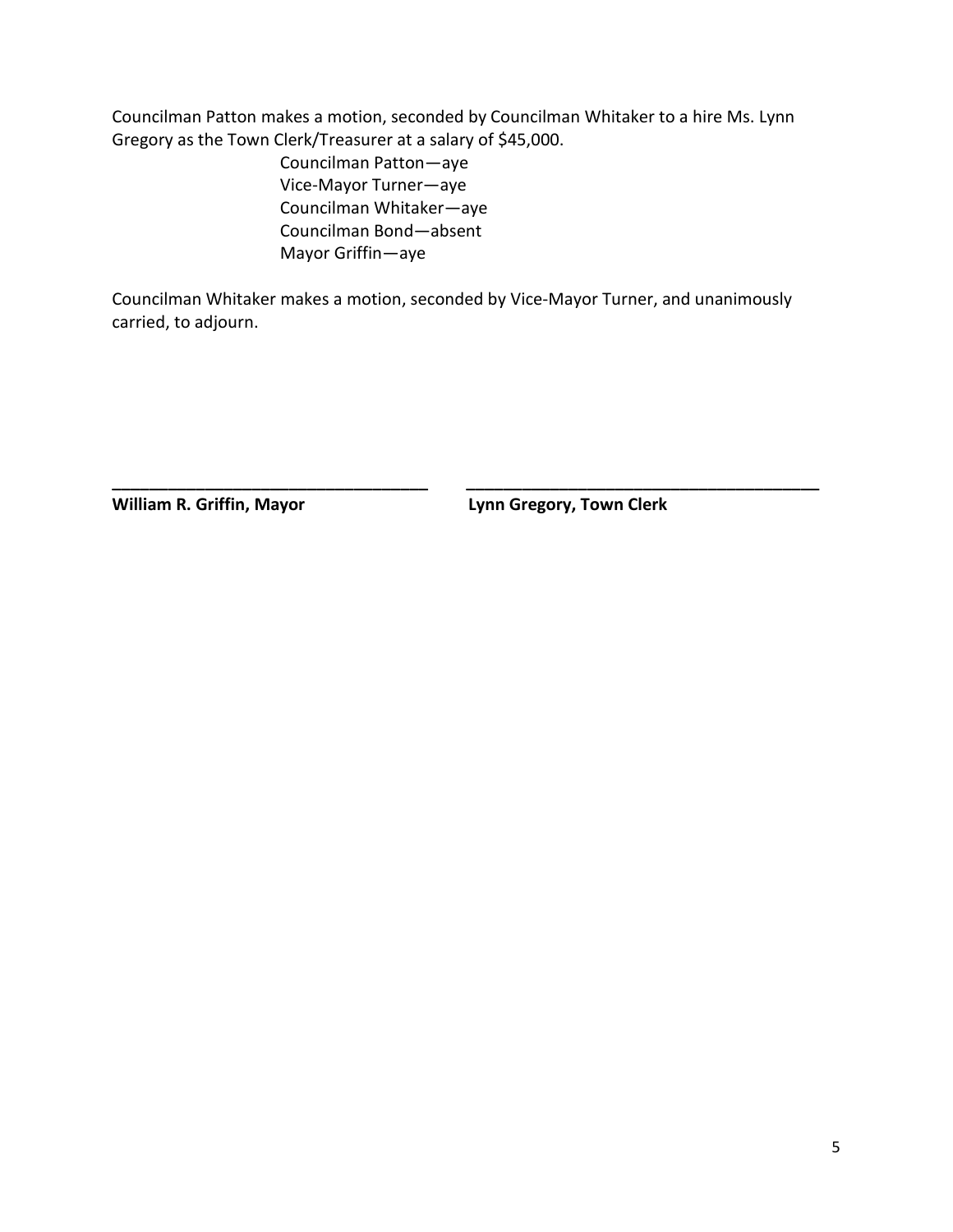Councilman Patton makes a motion, seconded by Councilman Whitaker to a hire Ms. Lynn Gregory as the Town Clerk/Treasurer at a salary of $45,000.

Councilman Patton—aye
Vice-Mayor Turner—aye
Councilman Whitaker—aye
Councilman Bond—absent
Mayor Griffin—aye

Councilman Whitaker makes a motion, seconded by Vice-Mayor Turner, and unanimously carried, to adjourn.

\_\_\_\_\_\_\_\_\_\_\_\_\_\_\_\_\_\_\_\_\_\_\_\_\_\_\_\_\_\_\_\_\_\_ \_\_\_\_\_\_\_\_\_\_\_\_\_\_\_\_\_\_\_\_\_\_\_\_\_\_\_\_\_\_\_\_\_\_\_\_\_\_

**William R. Griffin, Mayor** **Lynn Gregory, Town Clerk**